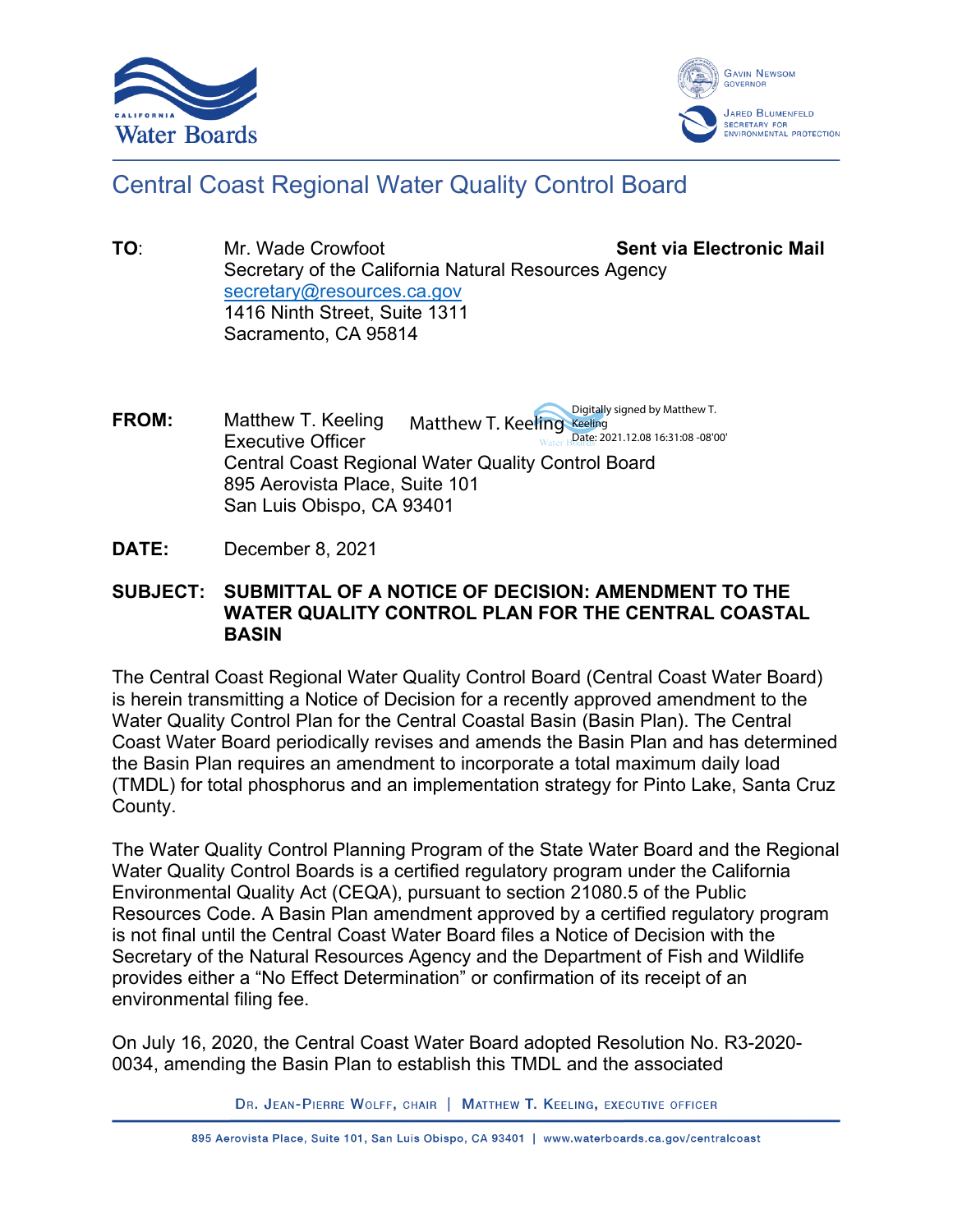California Water Boards

Gavin Newsom, Governor

Jared Blumenfeld, Secretary for Environmental Protection

# Central Coast Regional Water Quality Control Board

**TO**: Mr. Wade Crowfoot **Sent via Electronic Mail**
Secretary of the California Natural Resources Agency
secretary@resources.ca.gov
1416 Ninth Street, Suite 1311
Sacramento, CA 95814

**FROM:** Matthew T. Keeling
Executive Officer
Central Coast Regional Water Quality Control Board
895 Aerovista Place, Suite 101
San Luis Obispo, CA 93401

Matthew T. Keeling — Digitally signed by Matthew T. Keeling Date: 2021.12.08 16:31:08 -08'00'

**DATE:** December 8, 2021

**SUBJECT: SUBMITTAL OF A NOTICE OF DECISION: AMENDMENT TO THE WATER QUALITY CONTROL PLAN FOR THE CENTRAL COASTAL BASIN**

The Central Coast Regional Water Quality Control Board (Central Coast Water Board) is herein transmitting a Notice of Decision for a recently approved amendment to the Water Quality Control Plan for the Central Coastal Basin (Basin Plan). The Central Coast Water Board periodically revises and amends the Basin Plan and has determined the Basin Plan requires an amendment to incorporate a total maximum daily load (TMDL) for total phosphorus and an implementation strategy for Pinto Lake, Santa Cruz County.

The Water Quality Control Planning Program of the State Water Board and the Regional Water Quality Control Boards is a certified regulatory program under the California Environmental Quality Act (CEQA), pursuant to section 21080.5 of the Public Resources Code. A Basin Plan amendment approved by a certified regulatory program is not final until the Central Coast Water Board files a Notice of Decision with the Secretary of the Natural Resources Agency and the Department of Fish and Wildlife provides either a "No Effect Determination" or confirmation of its receipt of an environmental filing fee.

On July 16, 2020, the Central Coast Water Board adopted Resolution No. R3-2020-0034, amending the Basin Plan to establish this TMDL and the associated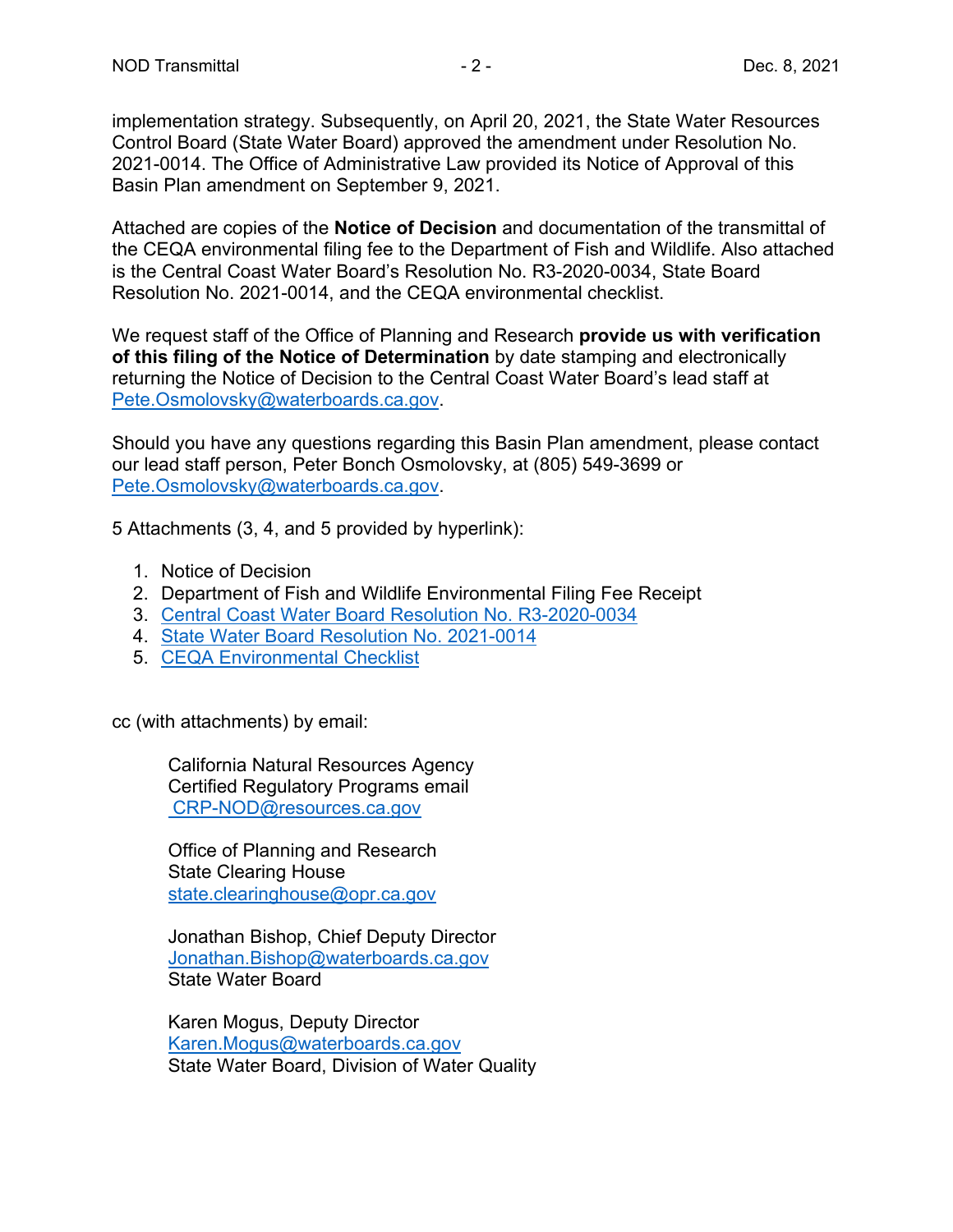implementation strategy. Subsequently, on April 20, 2021, the State Water Resources Control Board (State Water Board) approved the amendment under Resolution No. 2021-0014. The Office of Administrative Law provided its Notice of Approval of this Basin Plan amendment on September 9, 2021.

Attached are copies of the **Notice of Decision** and documentation of the transmittal of the CEQA environmental filing fee to the Department of Fish and Wildlife. Also attached is the Central Coast Water Board's Resolution No. R3-2020-0034, State Board Resolution No. 2021-0014, and the CEQA environmental checklist.

We request staff of the Office of Planning and Research **provide us with verification of this filing of the Notice of Determination** by date stamping and electronically returning the Notice of Decision to the Central Coast Water Board's lead staff at Pete.Osmolovsky@waterboards.ca.gov.

Should you have any questions regarding this Basin Plan amendment, please contact our lead staff person, Peter Bonch Osmolovsky, at (805) 549-3699 or Pete.Osmolovsky@waterboards.ca.gov.

5 Attachments (3, 4, and 5 provided by hyperlink):

1. Notice of Decision
2. Department of Fish and Wildlife Environmental Filing Fee Receipt
3. Central Coast Water Board Resolution No. R3-2020-0034
4. State Water Board Resolution No. 2021-0014
5. CEQA Environmental Checklist

cc (with attachments) by email:

California Natural Resources Agency
Certified Regulatory Programs email
CRP-NOD@resources.ca.gov

Office of Planning and Research
State Clearing House
state.clearinghouse@opr.ca.gov

Jonathan Bishop, Chief Deputy Director
Jonathan.Bishop@waterboards.ca.gov
State Water Board

Karen Mogus, Deputy Director
Karen.Mogus@waterboards.ca.gov
State Water Board, Division of Water Quality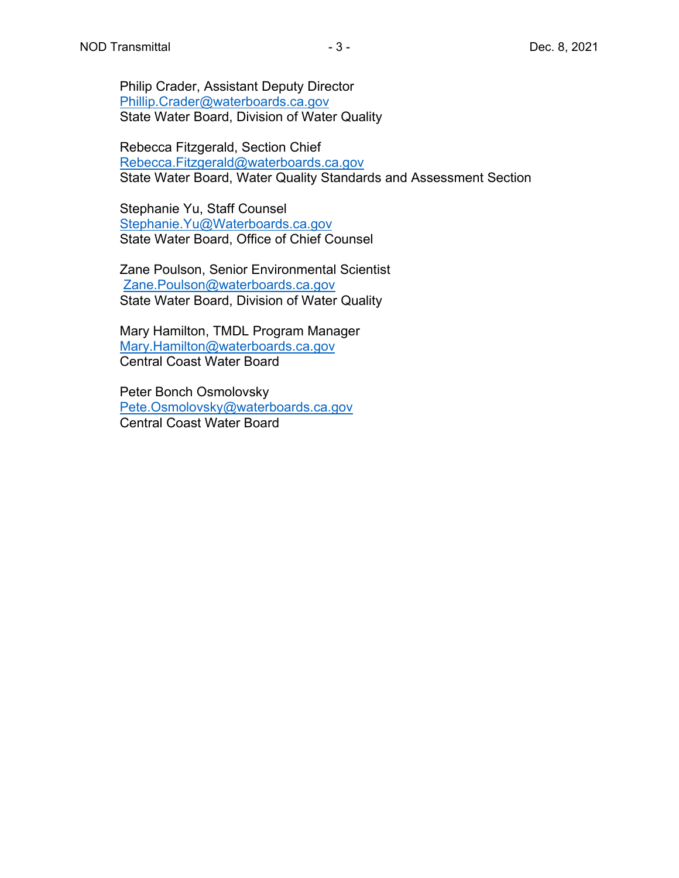Philip Crader, Assistant Deputy Director
Phillip.Crader@waterboards.ca.gov
State Water Board, Division of Water Quality

Rebecca Fitzgerald, Section Chief
Rebecca.Fitzgerald@waterboards.ca.gov
State Water Board, Water Quality Standards and Assessment Section

Stephanie Yu, Staff Counsel
Stephanie.Yu@Waterboards.ca.gov
State Water Board, Office of Chief Counsel

Zane Poulson, Senior Environmental Scientist
Zane.Poulson@waterboards.ca.gov
State Water Board, Division of Water Quality

Mary Hamilton, TMDL Program Manager
Mary.Hamilton@waterboards.ca.gov
Central Coast Water Board

Peter Bonch Osmolovsky
Pete.Osmolovsky@waterboards.ca.gov
Central Coast Water Board